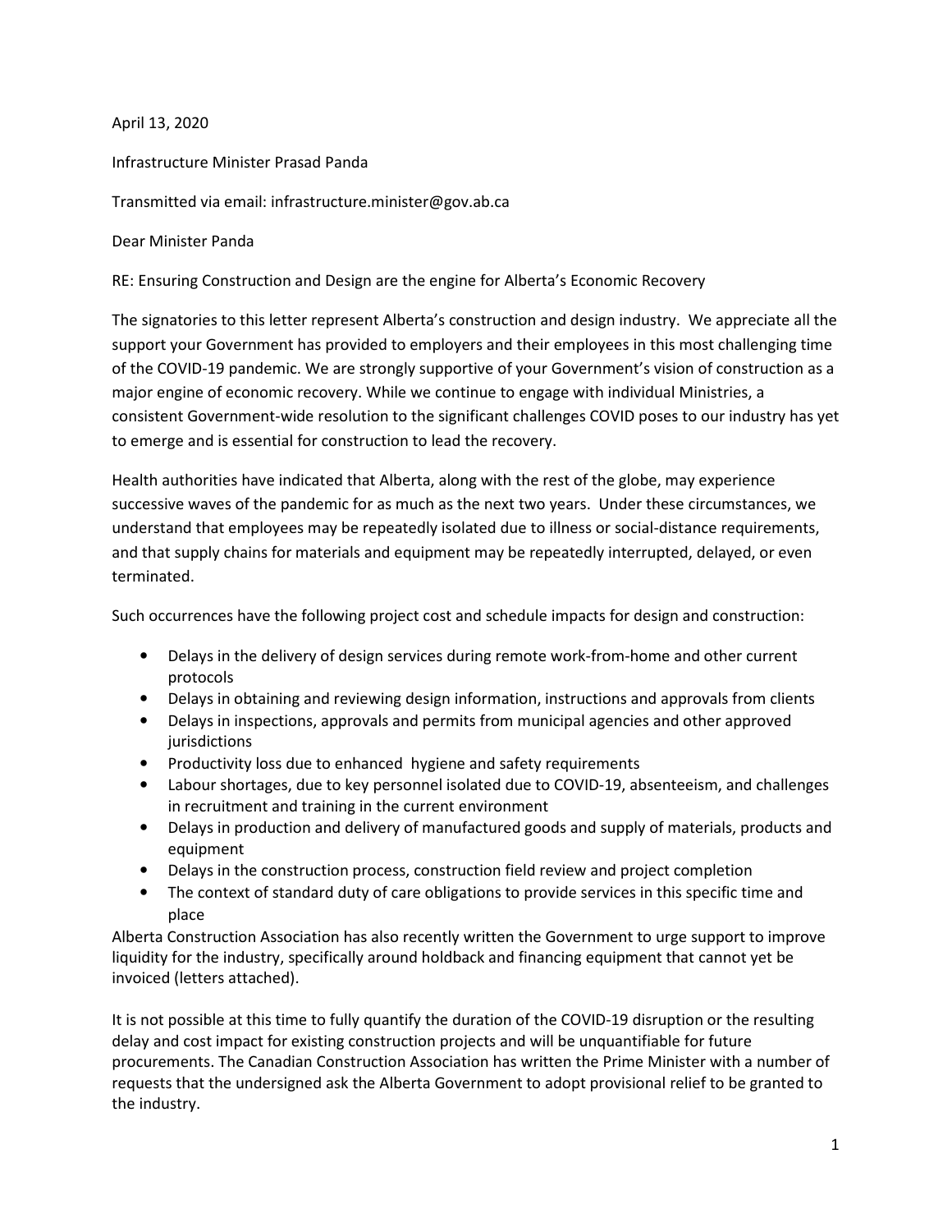April 13, 2020

Infrastructure Minister Prasad Panda

Transmitted via email: infrastructure.minister@gov.ab.ca

Dear Minister Panda

RE: Ensuring Construction and Design are the engine for Alberta's Economic Recovery

The signatories to this letter represent Alberta's construction and design industry. We appreciate all the support your Government has provided to employers and their employees in this most challenging time of the COVID-19 pandemic. We are strongly supportive of your Government's vision of construction as a major engine of economic recovery. While we continue to engage with individual Ministries, a consistent Government-wide resolution to the significant challenges COVID poses to our industry has yet to emerge and is essential for construction to lead the recovery.

Health authorities have indicated that Alberta, along with the rest of the globe, may experience successive waves of the pandemic for as much as the next two years. Under these circumstances, we understand that employees may be repeatedly isolated due to illness or social-distance requirements, and that supply chains for materials and equipment may be repeatedly interrupted, delayed, or even terminated.

Such occurrences have the following project cost and schedule impacts for design and construction:

- Delays in the delivery of design services during remote work-from-home and other current protocols
- Delays in obtaining and reviewing design information, instructions and approvals from clients
- Delays in inspections, approvals and permits from municipal agencies and other approved jurisdictions
- Productivity loss due to enhanced hygiene and safety requirements
- Labour shortages, due to key personnel isolated due to COVID-19, absenteeism, and challenges in recruitment and training in the current environment
- Delays in production and delivery of manufactured goods and supply of materials, products and equipment
- Delays in the construction process, construction field review and project completion
- The context of standard duty of care obligations to provide services in this specific time and place

Alberta Construction Association has also recently written the Government to urge support to improve liquidity for the industry, specifically around holdback and financing equipment that cannot yet be invoiced (letters attached).

It is not possible at this time to fully quantify the duration of the COVID-19 disruption or the resulting delay and cost impact for existing construction projects and will be unquantifiable for future procurements. The Canadian Construction Association has written the Prime Minister with a number of requests that the undersigned ask the Alberta Government to adopt provisional relief to be granted to the industry.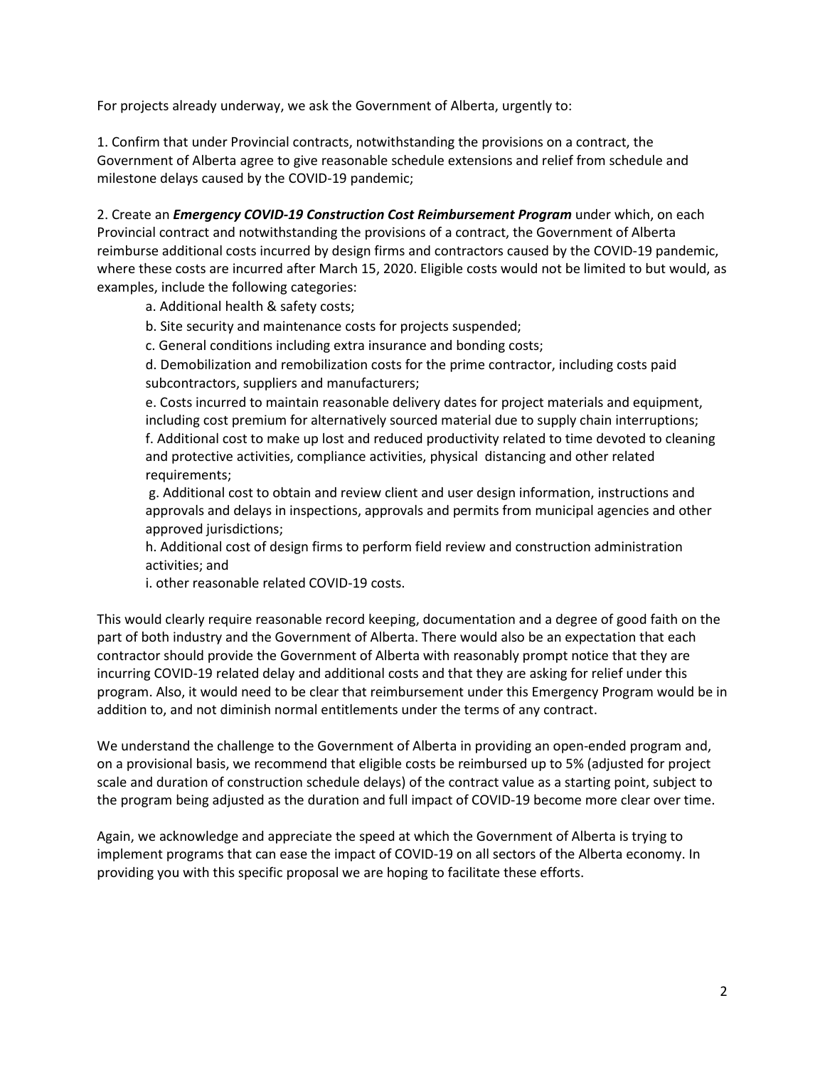For projects already underway, we ask the Government of Alberta, urgently to:

1. Confirm that under Provincial contracts, notwithstanding the provisions on a contract, the Government of Alberta agree to give reasonable schedule extensions and relief from schedule and milestone delays caused by the COVID-19 pandemic;

2. Create an ***Emergency COVID-19 Construction Cost Reimbursement Program*** under which, on each Provincial contract and notwithstanding the provisions of a contract, the Government of Alberta reimburse additional costs incurred by design firms and contractors caused by the COVID-19 pandemic, where these costs are incurred after March 15, 2020. Eligible costs would not be limited to but would, as examples, include the following categories:

   a. Additional health & safety costs;

   b. Site security and maintenance costs for projects suspended;

   c. General conditions including extra insurance and bonding costs;

   d. Demobilization and remobilization costs for the prime contractor, including costs paid subcontractors, suppliers and manufacturers;

   e. Costs incurred to maintain reasonable delivery dates for project materials and equipment, including cost premium for alternatively sourced material due to supply chain interruptions;

   f. Additional cost to make up lost and reduced productivity related to time devoted to cleaning and protective activities, compliance activities, physical distancing and other related requirements;

   g. Additional cost to obtain and review client and user design information, instructions and approvals and delays in inspections, approvals and permits from municipal agencies and other approved jurisdictions;

   h. Additional cost of design firms to perform field review and construction administration activities; and

   i. other reasonable related COVID-19 costs.

This would clearly require reasonable record keeping, documentation and a degree of good faith on the part of both industry and the Government of Alberta. There would also be an expectation that each contractor should provide the Government of Alberta with reasonably prompt notice that they are incurring COVID-19 related delay and additional costs and that they are asking for relief under this program. Also, it would need to be clear that reimbursement under this Emergency Program would be in addition to, and not diminish normal entitlements under the terms of any contract.

We understand the challenge to the Government of Alberta in providing an open-ended program and, on a provisional basis, we recommend that eligible costs be reimbursed up to 5% (adjusted for project scale and duration of construction schedule delays) of the contract value as a starting point, subject to the program being adjusted as the duration and full impact of COVID-19 become more clear over time.

Again, we acknowledge and appreciate the speed at which the Government of Alberta is trying to implement programs that can ease the impact of COVID-19 on all sectors of the Alberta economy. In providing you with this specific proposal we are hoping to facilitate these efforts.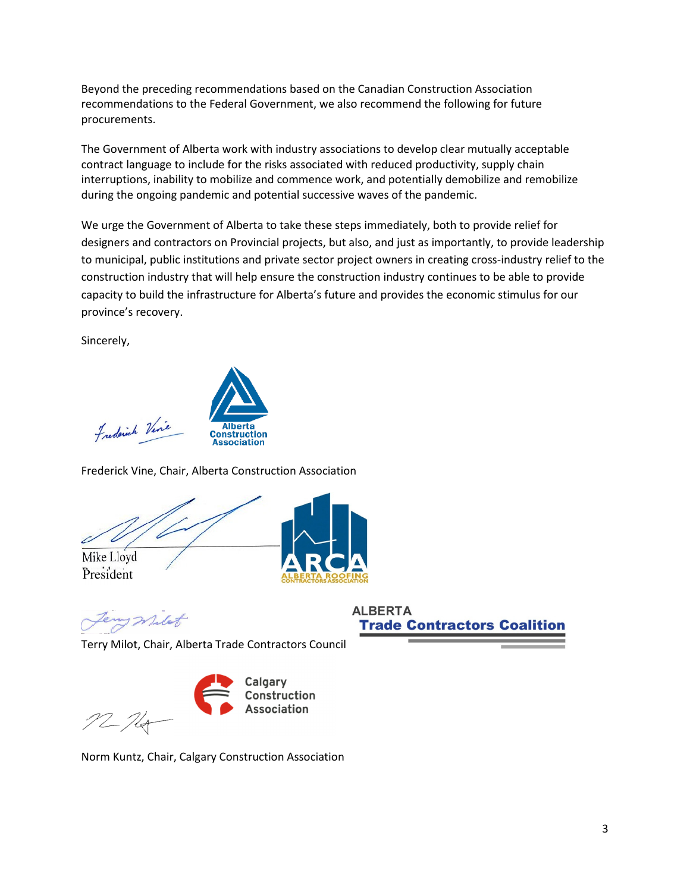Beyond the preceding recommendations based on the Canadian Construction Association recommendations to the Federal Government, we also recommend the following for future procurements.

The Government of Alberta work with industry associations to develop clear mutually acceptable contract language to include for the risks associated with reduced productivity, supply chain interruptions, inability to mobilize and commence work, and potentially demobilize and remobilize during the ongoing pandemic and potential successive waves of the pandemic.

We urge the Government of Alberta to take these steps immediately, both to provide relief for designers and contractors on Provincial projects, but also, and just as importantly, to provide leadership to municipal, public institutions and private sector project owners in creating cross-industry relief to the construction industry that will help ensure the construction industry continues to be able to provide capacity to build the infrastructure for Alberta's future and provides the economic stimulus for our province's recovery.

Sincerely,

Alberta Construction Association

Frederick Vine, Chair, Alberta Construction Association

Mike Lloyd
President

ARCA
ALBERTA ROOFING CONTRACTORS ASSOCIATION

ALBERTA
Trade Contractors Coalition

Terry Milot, Chair, Alberta Trade Contractors Council

Calgary Construction Association

Norm Kuntz, Chair, Calgary Construction Association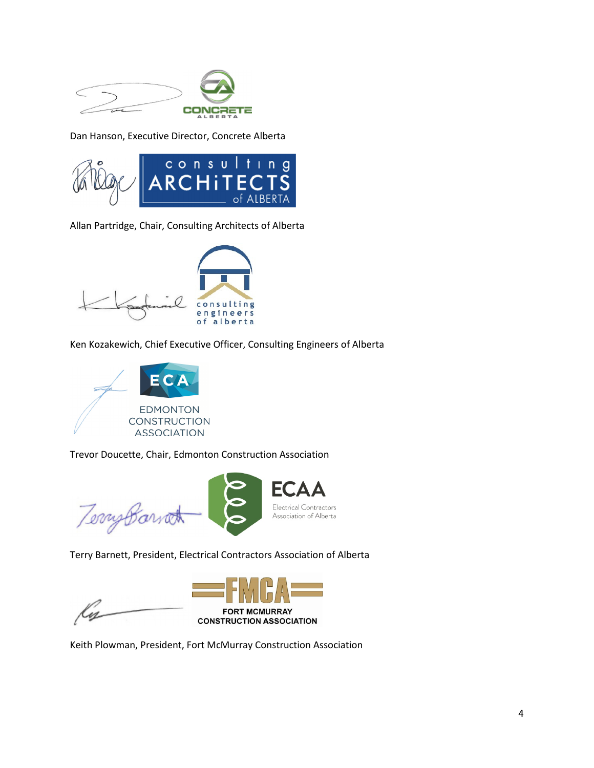Dan Hanson, Executive Director, Concrete Alberta

Allan Partridge, Chair, Consulting Architects of Alberta

Ken Kozakewich, Chief Executive Officer, Consulting Engineers of Alberta

Trevor Doucette, Chair, Edmonton Construction Association

Terry Barnett, President, Electrical Contractors Association of Alberta

Keith Plowman, President, Fort McMurray Construction Association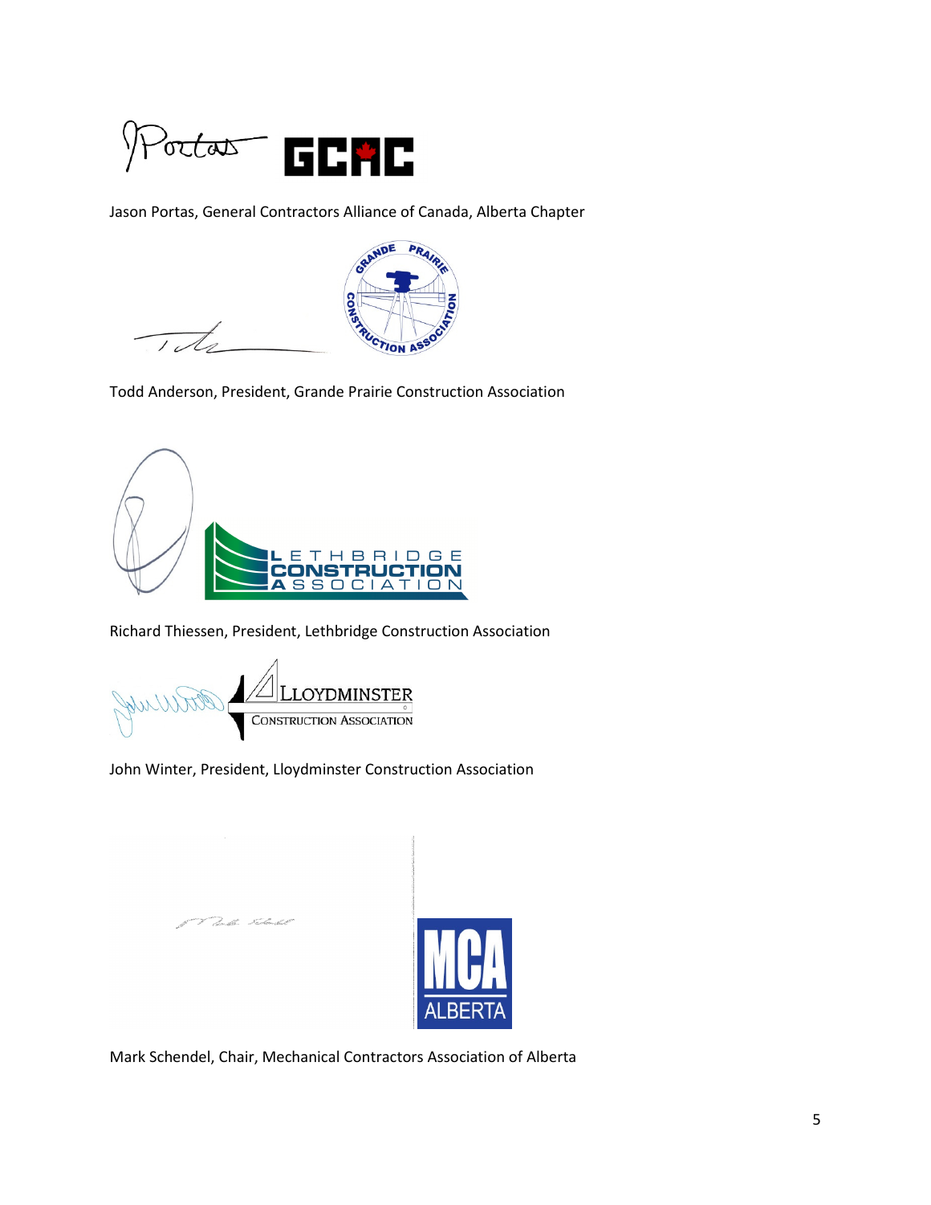Jason Portas, General Contractors Alliance of Canada, Alberta Chapter

Todd Anderson, President, Grande Prairie Construction Association

Richard Thiessen, President, Lethbridge Construction Association

John Winter, President, Lloydminster Construction Association

Mark Schendel, Chair, Mechanical Contractors Association of Alberta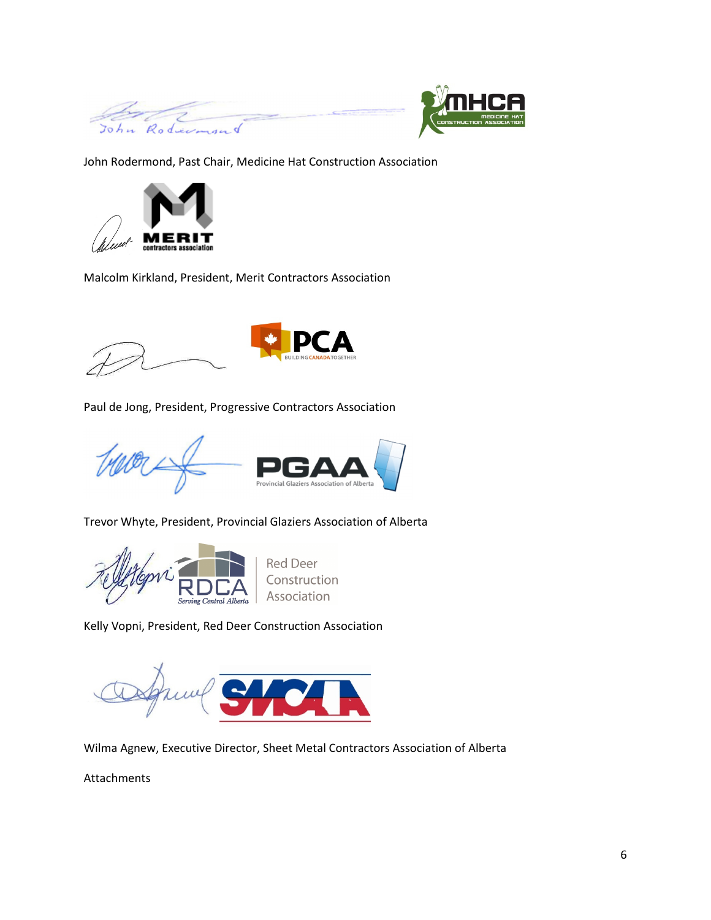John Rodermond, Past Chair, Medicine Hat Construction Association

Malcolm Kirkland, President, Merit Contractors Association

Paul de Jong, President, Progressive Contractors Association

Trevor Whyte, President, Provincial Glaziers Association of Alberta

Kelly Vopni, President, Red Deer Construction Association

Wilma Agnew, Executive Director, Sheet Metal Contractors Association of Alberta

Attachments